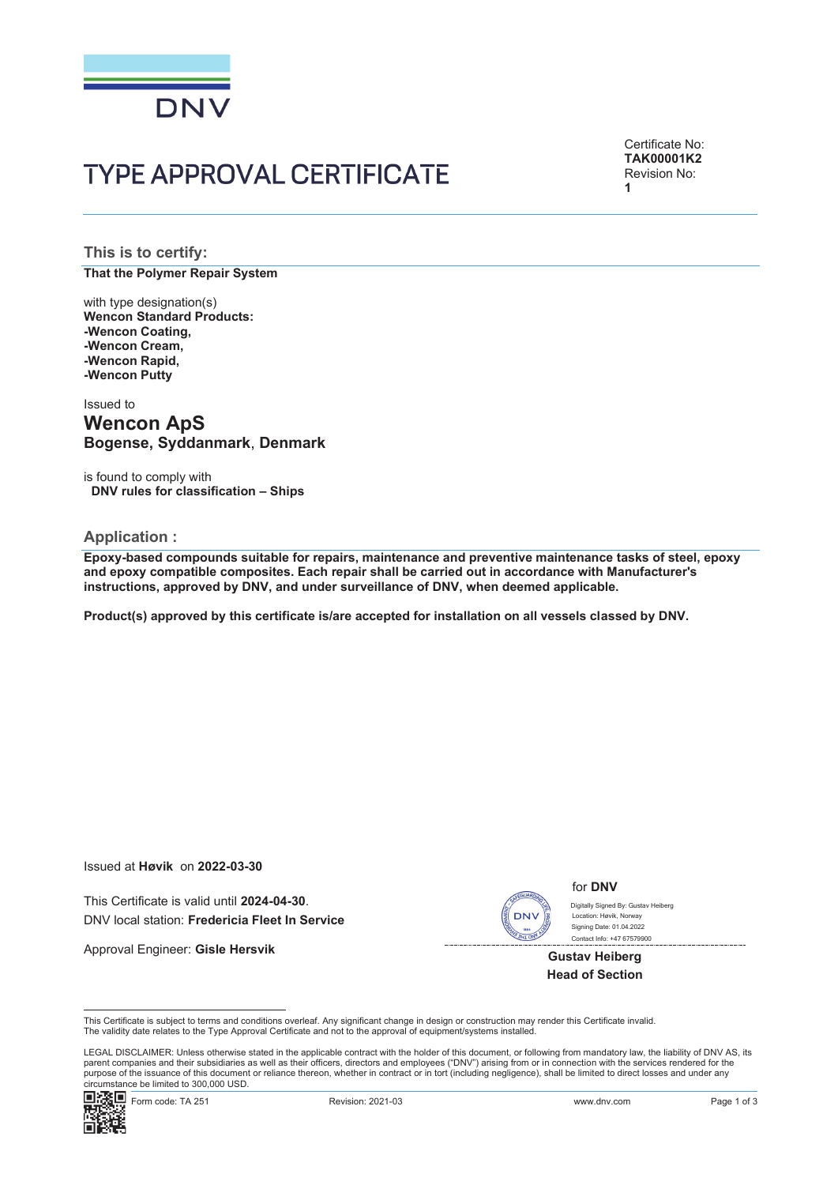# TYPE APPROVAL CERTIFICATE

Certificate No:
**TAK00001K2**
Revision No:
**1**

## This is to certify:

**That the Polymer Repair System**

with type designation(s)
**Wencon Standard Products:**
**-Wencon Coating,**
**-Wencon Cream,**
**-Wencon Rapid,**
**-Wencon Putty**

Issued to
### Wencon ApS
**Bogense, Syddanmark, Denmark**

is found to comply with
**DNV rules for classification – Ships**

## Application :

**Epoxy-based compounds suitable for repairs, maintenance and preventive maintenance tasks of steel, epoxy and epoxy compatible composites. Each repair shall be carried out in accordance with Manufacturer's instructions, approved by DNV, and under surveillance of DNV, when deemed applicable.**

**Product(s) approved by this certificate is/are accepted for installation on all vessels classed by DNV.**

Issued at **Høvik** on **2022-03-30**

This Certificate is valid until **2024-04-30**.
DNV local station: **Fredericia Fleet In Service**

Approval Engineer: **Gisle Hersvik**

for **DNV**

Digitally Signed By: Gustav Heiberg
Location: Høvik, Norway
Signing Date: 01.04.2022
Contact Info: +47 67579900

**Gustav Heiberg**
**Head of Section**

This Certificate is subject to terms and conditions overleaf. Any significant change in design or construction may render this Certificate invalid.
The validity date relates to the Type Approval Certificate and not to the approval of equipment/systems installed.

LEGAL DISCLAIMER: Unless otherwise stated in the applicable contract with the holder of this document, or following from mandatory law, the liability of DNV AS, its parent companies and their subsidiaries as well as their officers, directors and employees ("DNV") arising from or in connection with the services rendered for the purpose of the issuance of this document or reliance thereon, whether in contract or in tort (including negligence), shall be limited to direct losses and under any circumstance be limited to 300,000 USD.

Form code: TA 251 Revision: 2021-03 www.dnv.com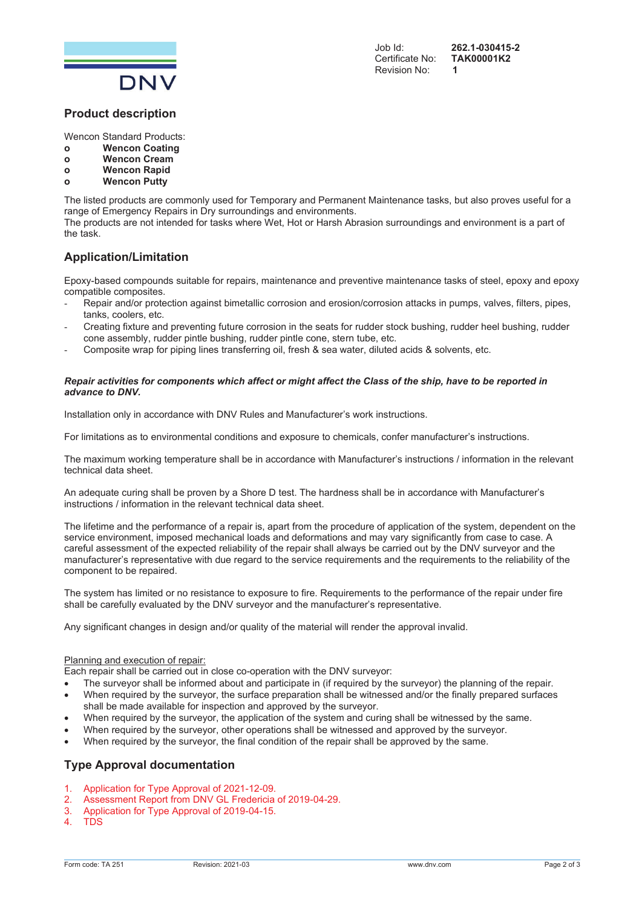Job Id: **262.1-030415-2**
Certificate No: **TAK00001K2**
Revision No: **1**

## Product description

Wencon Standard Products:

- **Wencon Coating**
- **Wencon Cream**
- **Wencon Rapid**
- **Wencon Putty**

The listed products are commonly used for Temporary and Permanent Maintenance tasks, but also proves useful for a range of Emergency Repairs in Dry surroundings and environments.
The products are not intended for tasks where Wet, Hot or Harsh Abrasion surroundings and environment is a part of the task.

## Application/Limitation

Epoxy-based compounds suitable for repairs, maintenance and preventive maintenance tasks of steel, epoxy and epoxy compatible composites.

- Repair and/or protection against bimetallic corrosion and erosion/corrosion attacks in pumps, valves, filters, pipes, tanks, coolers, etc.
- Creating fixture and preventing future corrosion in the seats for rudder stock bushing, rudder heel bushing, rudder cone assembly, rudder pintle bushing, rudder pintle cone, stern tube, etc.
- Composite wrap for piping lines transferring oil, fresh & sea water, diluted acids & solvents, etc.

***Repair activities for components which affect or might affect the Class of the ship, have to be reported in advance to DNV.***

Installation only in accordance with DNV Rules and Manufacturer's work instructions.

For limitations as to environmental conditions and exposure to chemicals, confer manufacturer's instructions.

The maximum working temperature shall be in accordance with Manufacturer's instructions / information in the relevant technical data sheet.

An adequate curing shall be proven by a Shore D test. The hardness shall be in accordance with Manufacturer's instructions / information in the relevant technical data sheet.

The lifetime and the performance of a repair is, apart from the procedure of application of the system, dependent on the service environment, imposed mechanical loads and deformations and may vary significantly from case to case. A careful assessment of the expected reliability of the repair shall always be carried out by the DNV surveyor and the manufacturer's representative with due regard to the service requirements and the requirements to the reliability of the component to be repaired.

The system has limited or no resistance to exposure to fire. Requirements to the performance of the repair under fire shall be carefully evaluated by the DNV surveyor and the manufacturer's representative.

Any significant changes in design and/or quality of the material will render the approval invalid.

Planning and execution of repair:
Each repair shall be carried out in close co-operation with the DNV surveyor:

- The surveyor shall be informed about and participate in (if required by the surveyor) the planning of the repair.
- When required by the surveyor, the surface preparation shall be witnessed and/or the finally prepared surfaces shall be made available for inspection and approved by the surveyor.
- When required by the surveyor, the application of the system and curing shall be witnessed by the same.
- When required by the surveyor, other operations shall be witnessed and approved by the surveyor.
- When required by the surveyor, the final condition of the repair shall be approved by the same.

## Type Approval documentation

1. Application for Type Approval of 2021-12-09.
2. Assessment Report from DNV GL Fredericia of 2019-04-29.
3. Application for Type Approval of 2019-04-15.
4. TDS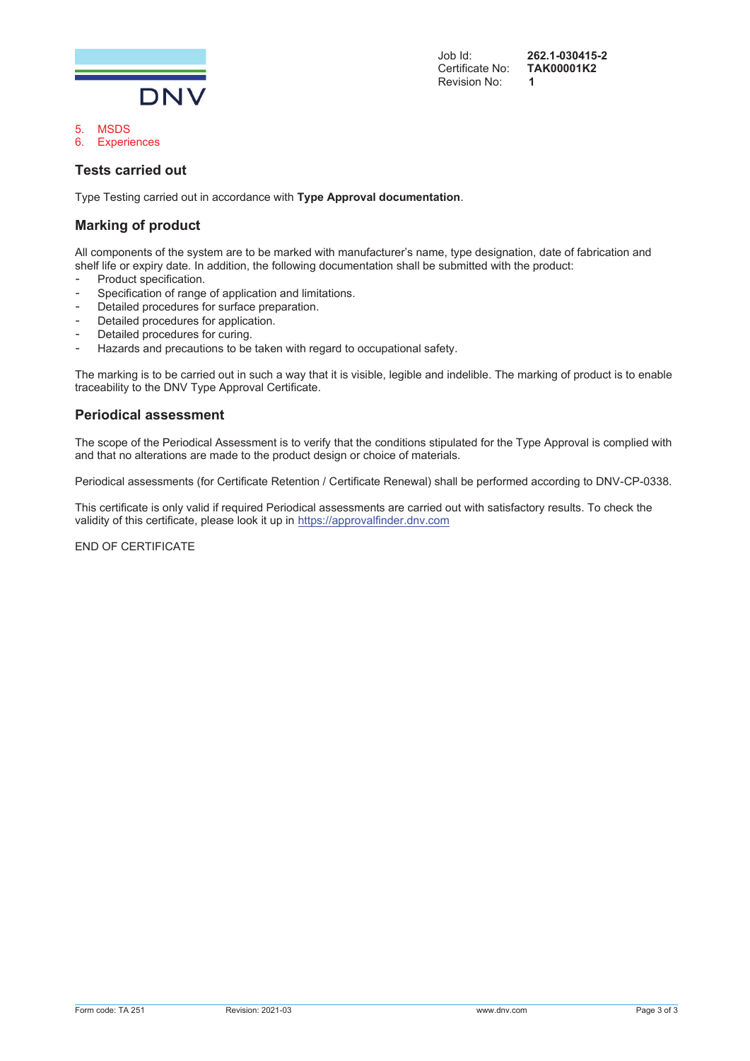Job Id: **262.1-030415-2**
Certificate No: **TAK00001K2**
Revision No: **1**

5. MSDS
6. Experiences

## Tests carried out

Type Testing carried out in accordance with **Type Approval documentation**.

## Marking of product

All components of the system are to be marked with manufacturer's name, type designation, date of fabrication and shelf life or expiry date. In addition, the following documentation shall be submitted with the product:

- Product specification.
- Specification of range of application and limitations.
- Detailed procedures for surface preparation.
- Detailed procedures for application.
- Detailed procedures for curing.
- Hazards and precautions to be taken with regard to occupational safety.

The marking is to be carried out in such a way that it is visible, legible and indelible. The marking of product is to enable traceability to the DNV Type Approval Certificate.

## Periodical assessment

The scope of the Periodical Assessment is to verify that the conditions stipulated for the Type Approval is complied with and that no alterations are made to the product design or choice of materials.

Periodical assessments (for Certificate Retention / Certificate Renewal) shall be performed according to DNV-CP-0338.

This certificate is only valid if required Periodical assessments are carried out with satisfactory results. To check the validity of this certificate, please look it up in https://approvalfinder.dnv.com

END OF CERTIFICATE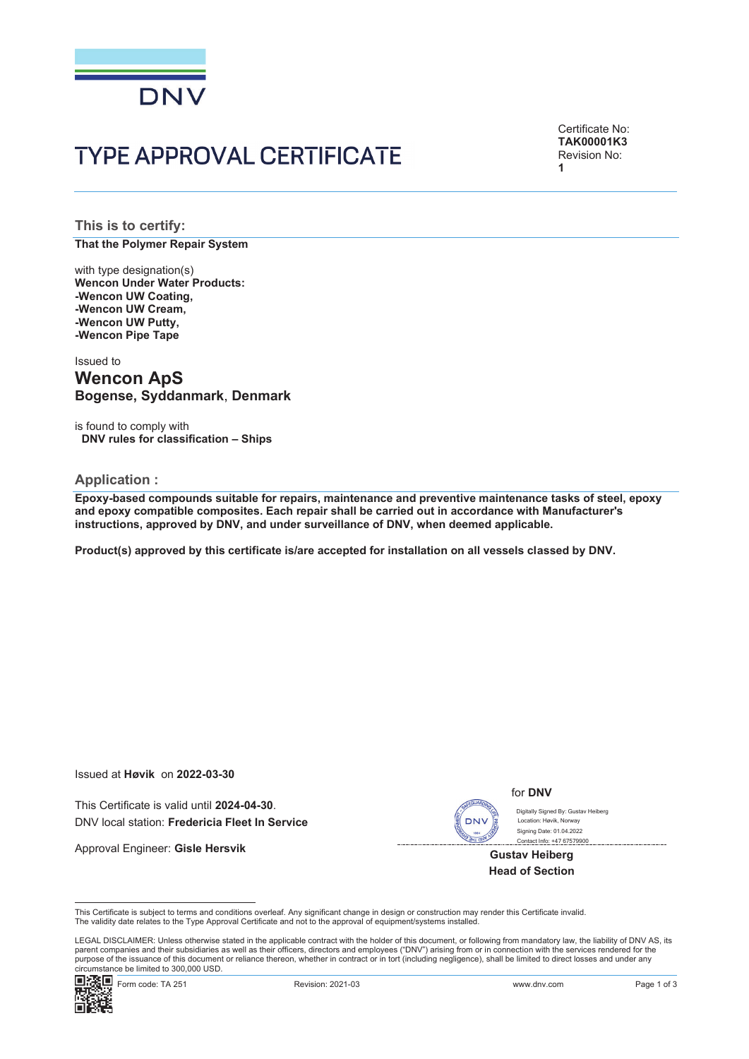DNV

# TYPE APPROVAL CERTIFICATE

Certificate No:
**TAK00001K3**
Revision No:
**1**

## This is to certify:

**That the Polymer Repair System**

with type designation(s)
**Wencon Under Water Products:**
**-Wencon UW Coating,**
**-Wencon UW Cream,**
**-Wencon UW Putty,**
**-Wencon Pipe Tape**

Issued to
**Wencon ApS**
**Bogense, Syddanmark, Denmark**

is found to comply with
**DNV rules for classification – Ships**

## Application :

**Epoxy-based compounds suitable for repairs, maintenance and preventive maintenance tasks of steel, epoxy and epoxy compatible composites. Each repair shall be carried out in accordance with Manufacturer's instructions, approved by DNV, and under surveillance of DNV, when deemed applicable.**

**Product(s) approved by this certificate is/are accepted for installation on all vessels classed by DNV.**

Issued at **Høvik** on **2022-03-30**

This Certificate is valid until **2024-04-30**.
DNV local station: **Fredericia Fleet In Service**

Approval Engineer: **Gisle Hersvik**

for **DNV**

Digitally Signed By: Gustav Heiberg
Location: Høvik, Norway
Signing Date: 01.04.2022
Contact Info: +47 67579900

**Gustav Heiberg**
**Head of Section**

This Certificate is subject to terms and conditions overleaf. Any significant change in design or construction may render this Certificate invalid.
The validity date relates to the Type Approval Certificate and not to the approval of equipment/systems installed.

LEGAL DISCLAIMER: Unless otherwise stated in the applicable contract with the holder of this document, or following from mandatory law, the liability of DNV AS, its parent companies and their subsidiaries as well as their officers, directors and employees ("DNV") arising from or in connection with the services rendered for the purpose of the issuance of this document or reliance thereon, whether in contract or in tort (including negligence), shall be limited to direct losses and under any circumstance be limited to 300,000 USD.

Form code: TA 251 Revision: 2021-03 www.dnv.com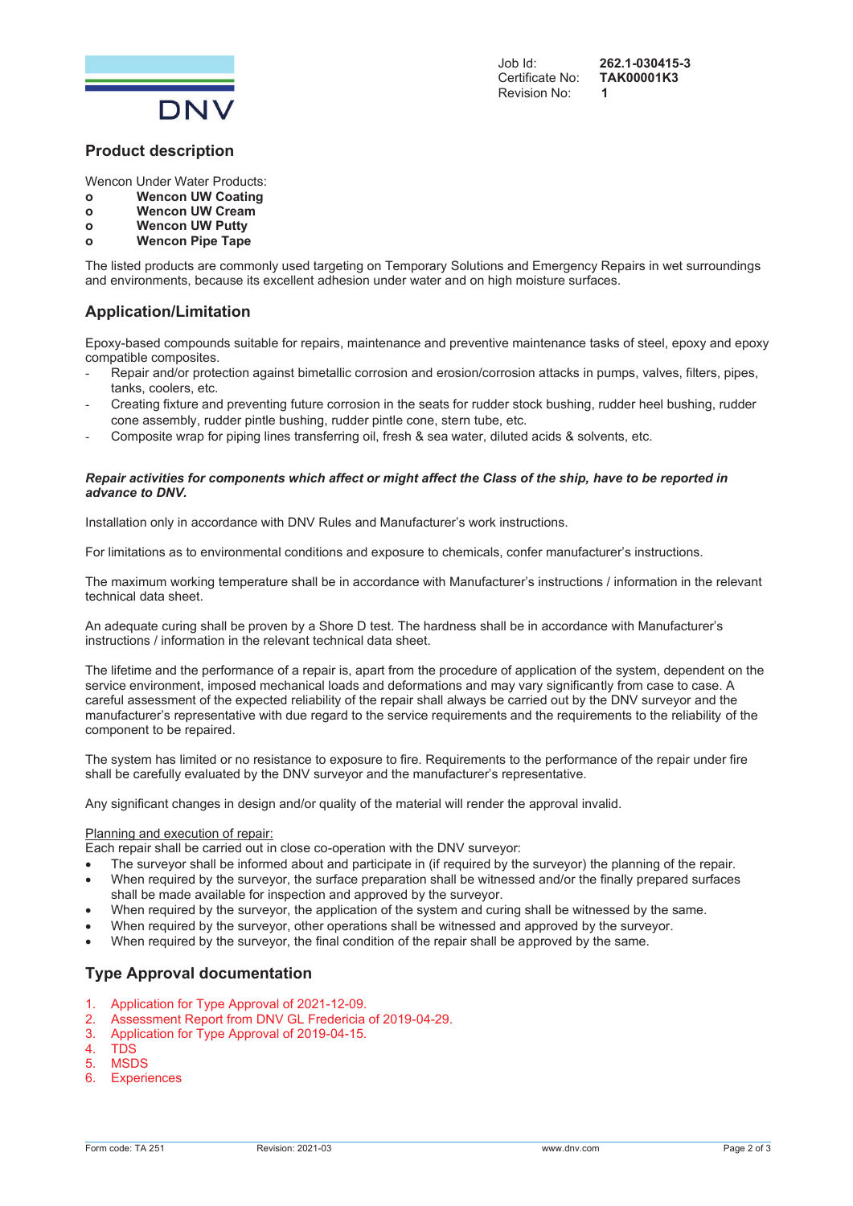Job Id: **262.1-030415-3**
Certificate No: **TAK00001K3**
Revision No: **1**

## Product description

Wencon Under Water Products:

- **Wencon UW Coating**
- **Wencon UW Cream**
- **Wencon UW Putty**
- **Wencon Pipe Tape**

The listed products are commonly used targeting on Temporary Solutions and Emergency Repairs in wet surroundings and environments, because its excellent adhesion under water and on high moisture surfaces.

## Application/Limitation

Epoxy-based compounds suitable for repairs, maintenance and preventive maintenance tasks of steel, epoxy and epoxy compatible composites.

- Repair and/or protection against bimetallic corrosion and erosion/corrosion attacks in pumps, valves, filters, pipes, tanks, coolers, etc.
- Creating fixture and preventing future corrosion in the seats for rudder stock bushing, rudder heel bushing, rudder cone assembly, rudder pintle bushing, rudder pintle cone, stern tube, etc.
- Composite wrap for piping lines transferring oil, fresh & sea water, diluted acids & solvents, etc.

***Repair activities for components which affect or might affect the Class of the ship, have to be reported in advance to DNV.***

Installation only in accordance with DNV Rules and Manufacturer's work instructions.

For limitations as to environmental conditions and exposure to chemicals, confer manufacturer's instructions.

The maximum working temperature shall be in accordance with Manufacturer's instructions / information in the relevant technical data sheet.

An adequate curing shall be proven by a Shore D test. The hardness shall be in accordance with Manufacturer's instructions / information in the relevant technical data sheet.

The lifetime and the performance of a repair is, apart from the procedure of application of the system, dependent on the service environment, imposed mechanical loads and deformations and may vary significantly from case to case. A careful assessment of the expected reliability of the repair shall always be carried out by the DNV surveyor and the manufacturer's representative with due regard to the service requirements and the requirements to the reliability of the component to be repaired.

The system has limited or no resistance to exposure to fire. Requirements to the performance of the repair under fire shall be carefully evaluated by the DNV surveyor and the manufacturer's representative.

Any significant changes in design and/or quality of the material will render the approval invalid.

Planning and execution of repair:
Each repair shall be carried out in close co-operation with the DNV surveyor:

- The surveyor shall be informed about and participate in (if required by the surveyor) the planning of the repair.
- When required by the surveyor, the surface preparation shall be witnessed and/or the finally prepared surfaces shall be made available for inspection and approved by the surveyor.
- When required by the surveyor, the application of the system and curing shall be witnessed by the same.
- When required by the surveyor, other operations shall be witnessed and approved by the surveyor.
- When required by the surveyor, the final condition of the repair shall be approved by the same.

## Type Approval documentation

1. Application for Type Approval of 2021-12-09.
2. Assessment Report from DNV GL Fredericia of 2019-04-29.
3. Application for Type Approval of 2019-04-15.
4. TDS
5. MSDS
6. Experiences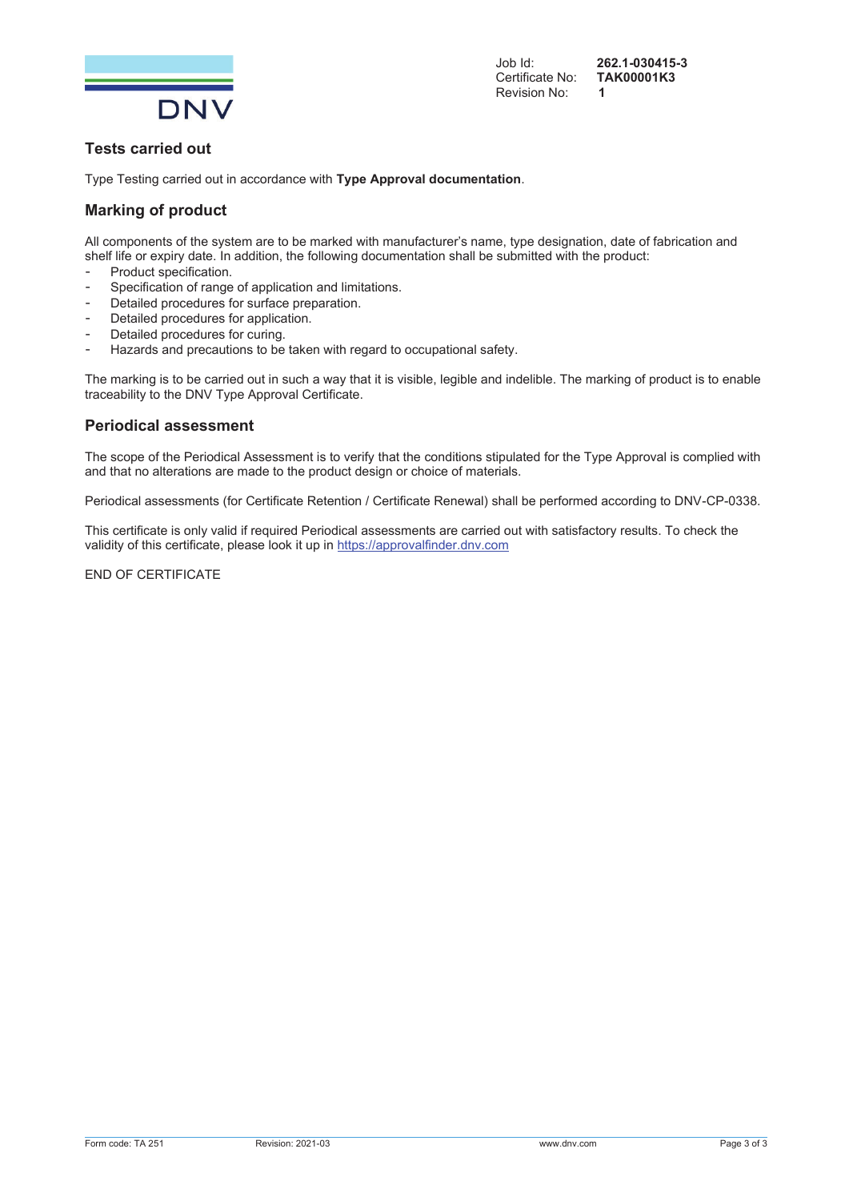Job Id: **262.1-030415-3**
Certificate No: **TAK00001K3**
Revision No: **1**

## Tests carried out

Type Testing carried out in accordance with **Type Approval documentation**.

## Marking of product

All components of the system are to be marked with manufacturer's name, type designation, date of fabrication and shelf life or expiry date. In addition, the following documentation shall be submitted with the product:

- Product specification.
- Specification of range of application and limitations.
- Detailed procedures for surface preparation.
- Detailed procedures for application.
- Detailed procedures for curing.
- Hazards and precautions to be taken with regard to occupational safety.

The marking is to be carried out in such a way that it is visible, legible and indelible. The marking of product is to enable traceability to the DNV Type Approval Certificate.

## Periodical assessment

The scope of the Periodical Assessment is to verify that the conditions stipulated for the Type Approval is complied with and that no alterations are made to the product design or choice of materials.

Periodical assessments (for Certificate Retention / Certificate Renewal) shall be performed according to DNV-CP-0338.

This certificate is only valid if required Periodical assessments are carried out with satisfactory results. To check the validity of this certificate, please look it up in https://approvalfinder.dnv.com

END OF CERTIFICATE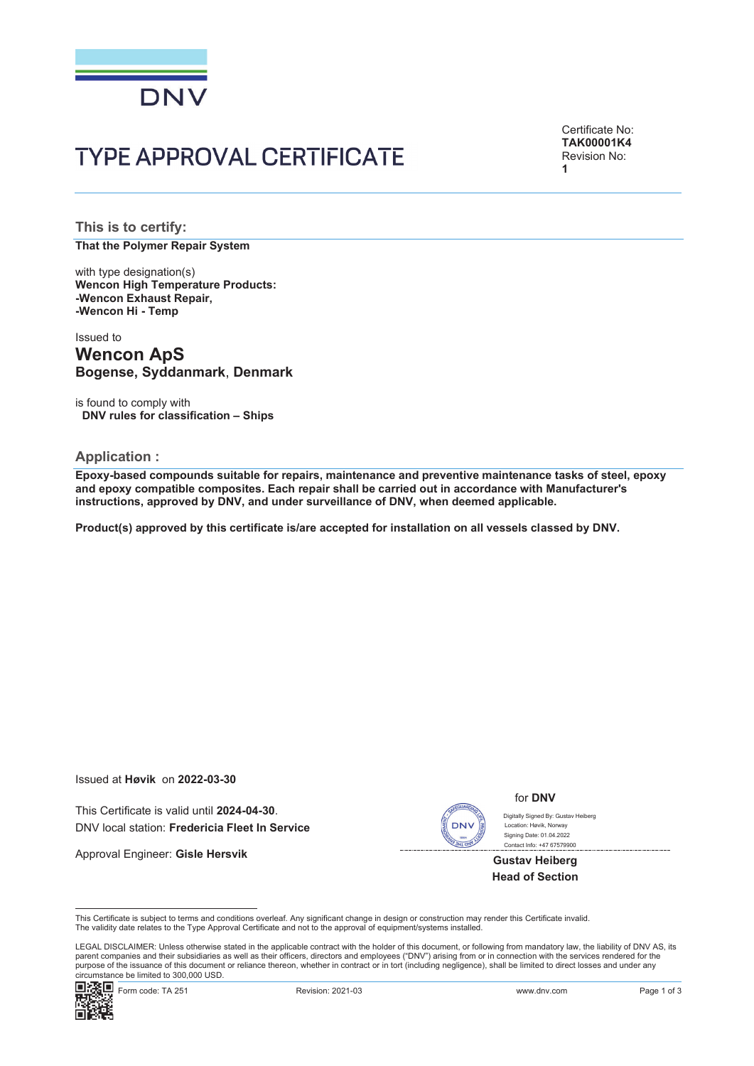DNV

# TYPE APPROVAL CERTIFICATE

Certificate No:
**TAK00001K4**
Revision No:
**1**

## This is to certify:

**That the Polymer Repair System**

with type designation(s)
**Wencon High Temperature Products:**
**-Wencon Exhaust Repair,**
**-Wencon Hi - Temp**

Issued to
## Wencon ApS
**Bogense, Syddanmark**, **Denmark**

is found to comply with
**DNV rules for classification – Ships**

## Application :

**Epoxy-based compounds suitable for repairs, maintenance and preventive maintenance tasks of steel, epoxy and epoxy compatible composites. Each repair shall be carried out in accordance with Manufacturer's instructions, approved by DNV, and under surveillance of DNV, when deemed applicable.**

**Product(s) approved by this certificate is/are accepted for installation on all vessels classed by DNV.**

Issued at **Høvik** on **2022-03-30**

This Certificate is valid until **2024-04-30**.
DNV local station: **Fredericia Fleet In Service**

Approval Engineer: **Gisle Hersvik**

for **DNV**

Digitally Signed By: Gustav Heiberg
Location: Høvik, Norway
Signing Date: 01.04.2022
Contact Info: +47 67579900

**Gustav Heiberg**
**Head of Section**

This Certificate is subject to terms and conditions overleaf. Any significant change in design or construction may render this Certificate invalid.
The validity date relates to the Type Approval Certificate and not to the approval of equipment/systems installed.

LEGAL DISCLAIMER: Unless otherwise stated in the applicable contract with the holder of this document, or following from mandatory law, the liability of DNV AS, its parent companies and their subsidiaries as well as their officers, directors and employees ("DNV") arising from or in connection with the services rendered for the purpose of the issuance of this document or reliance thereon, whether in contract or in tort (including negligence), shall be limited to direct losses and under any circumstance be limited to 300,000 USD.

Form code: TA 251 Revision: 2021-03 www.dnv.com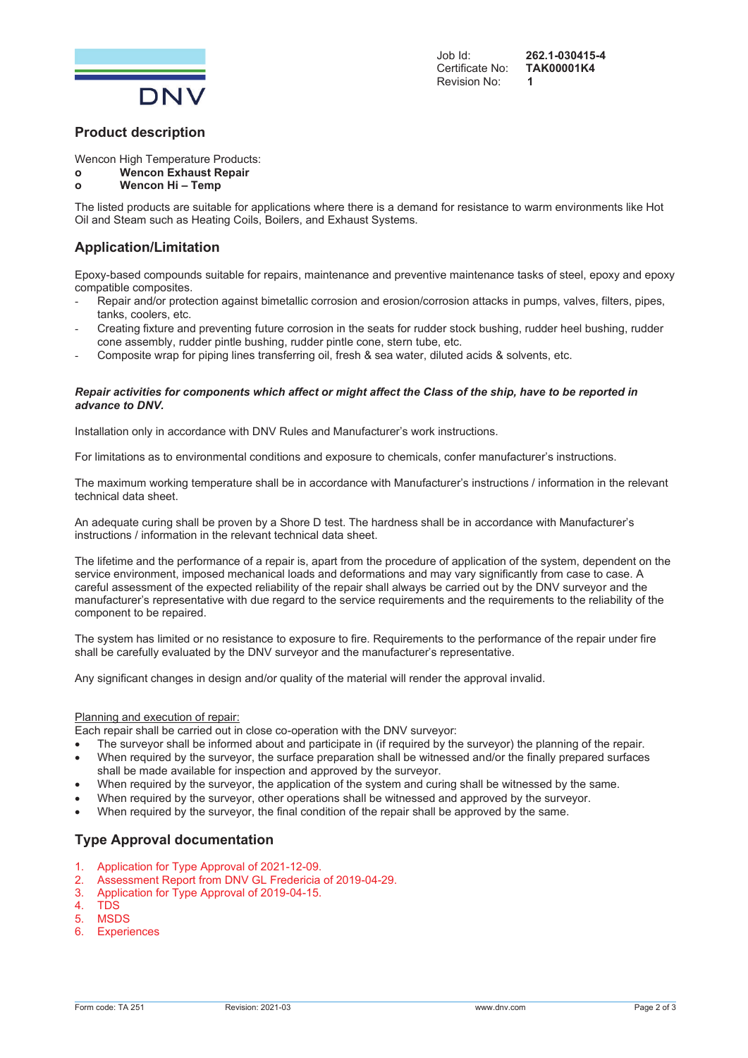Job Id: **262.1-030415-4**
Certificate No: **TAK00001K4**
Revision No: **1**

## Product description

Wencon High Temperature Products:

- **Wencon Exhaust Repair**
- **Wencon Hi – Temp**

The listed products are suitable for applications where there is a demand for resistance to warm environments like Hot Oil and Steam such as Heating Coils, Boilers, and Exhaust Systems.

## Application/Limitation

Epoxy-based compounds suitable for repairs, maintenance and preventive maintenance tasks of steel, epoxy and epoxy compatible composites.

- Repair and/or protection against bimetallic corrosion and erosion/corrosion attacks in pumps, valves, filters, pipes, tanks, coolers, etc.
- Creating fixture and preventing future corrosion in the seats for rudder stock bushing, rudder heel bushing, rudder cone assembly, rudder pintle bushing, rudder pintle cone, stern tube, etc.
- Composite wrap for piping lines transferring oil, fresh & sea water, diluted acids & solvents, etc.

***Repair activities for components which affect or might affect the Class of the ship, have to be reported in advance to DNV.***

Installation only in accordance with DNV Rules and Manufacturer's work instructions.

For limitations as to environmental conditions and exposure to chemicals, confer manufacturer's instructions.

The maximum working temperature shall be in accordance with Manufacturer's instructions / information in the relevant technical data sheet.

An adequate curing shall be proven by a Shore D test. The hardness shall be in accordance with Manufacturer's instructions / information in the relevant technical data sheet.

The lifetime and the performance of a repair is, apart from the procedure of application of the system, dependent on the service environment, imposed mechanical loads and deformations and may vary significantly from case to case. A careful assessment of the expected reliability of the repair shall always be carried out by the DNV surveyor and the manufacturer's representative with due regard to the service requirements and the requirements to the reliability of the component to be repaired.

The system has limited or no resistance to exposure to fire. Requirements to the performance of the repair under fire shall be carefully evaluated by the DNV surveyor and the manufacturer's representative.

Any significant changes in design and/or quality of the material will render the approval invalid.

Planning and execution of repair:
Each repair shall be carried out in close co-operation with the DNV surveyor:

- The surveyor shall be informed about and participate in (if required by the surveyor) the planning of the repair.
- When required by the surveyor, the surface preparation shall be witnessed and/or the finally prepared surfaces shall be made available for inspection and approved by the surveyor.
- When required by the surveyor, the application of the system and curing shall be witnessed by the same.
- When required by the surveyor, other operations shall be witnessed and approved by the surveyor.
- When required by the surveyor, the final condition of the repair shall be approved by the same.

## Type Approval documentation

1. Application for Type Approval of 2021-12-09.
2. Assessment Report from DNV GL Fredericia of 2019-04-29.
3. Application for Type Approval of 2019-04-15.
4. TDS
5. MSDS
6. Experiences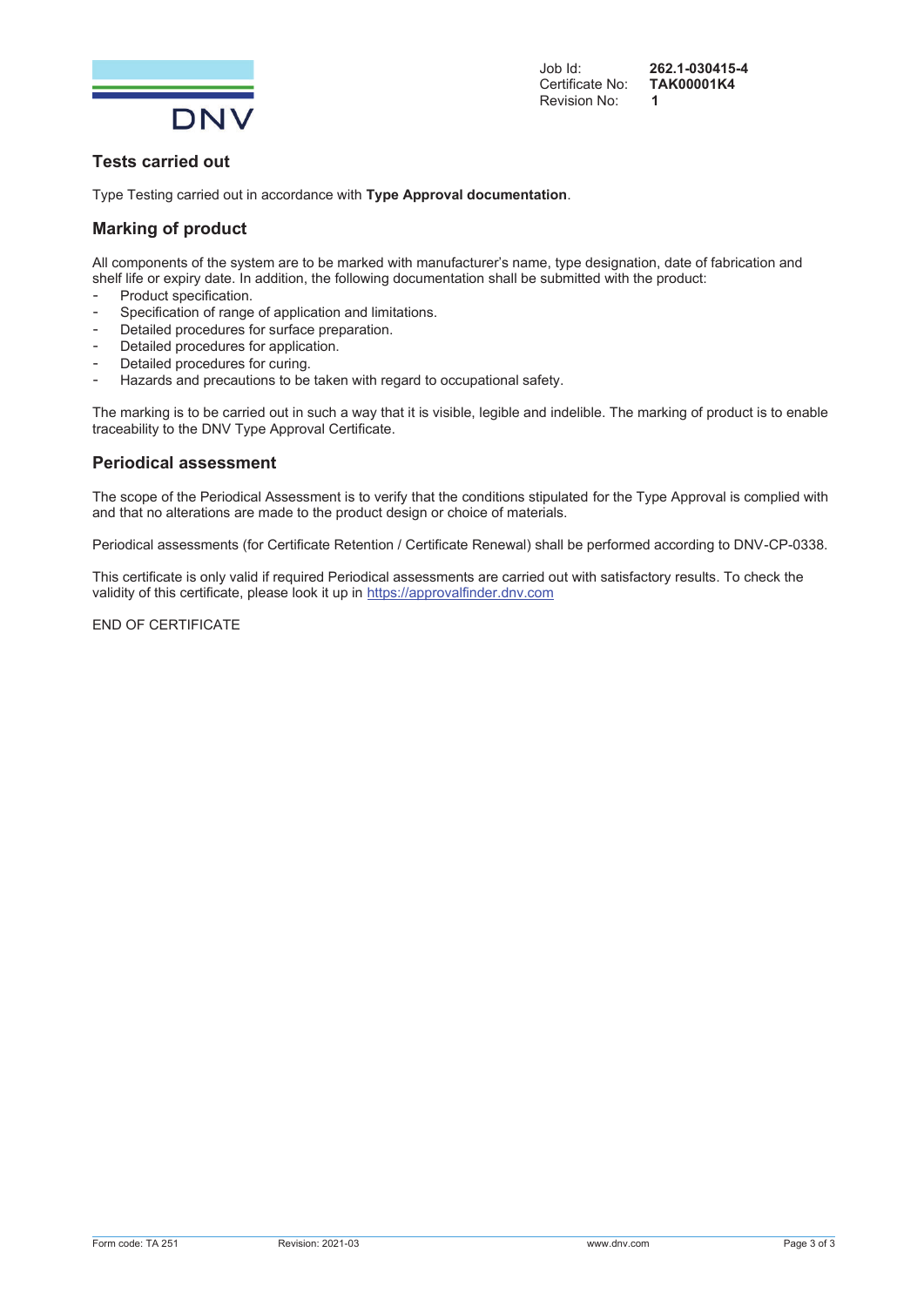Job Id: **262.1-030415-4**
Certificate No: **TAK00001K4**
Revision No: **1**

## Tests carried out

Type Testing carried out in accordance with **Type Approval documentation**.

## Marking of product

All components of the system are to be marked with manufacturer's name, type designation, date of fabrication and shelf life or expiry date. In addition, the following documentation shall be submitted with the product:

- Product specification.
- Specification of range of application and limitations.
- Detailed procedures for surface preparation.
- Detailed procedures for application.
- Detailed procedures for curing.
- Hazards and precautions to be taken with regard to occupational safety.

The marking is to be carried out in such a way that it is visible, legible and indelible. The marking of product is to enable traceability to the DNV Type Approval Certificate.

## Periodical assessment

The scope of the Periodical Assessment is to verify that the conditions stipulated for the Type Approval is complied with and that no alterations are made to the product design or choice of materials.

Periodical assessments (for Certificate Retention / Certificate Renewal) shall be performed according to DNV-CP-0338.

This certificate is only valid if required Periodical assessments are carried out with satisfactory results. To check the validity of this certificate, please look it up in https://approvalfinder.dnv.com

END OF CERTIFICATE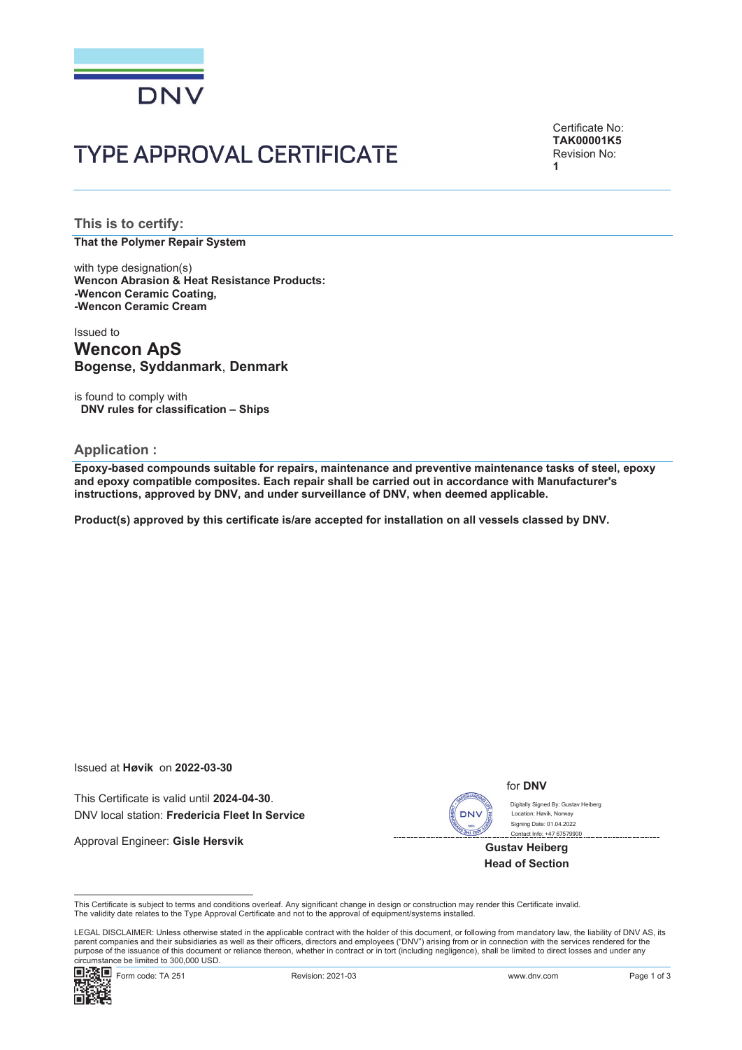DNV

# TYPE APPROVAL CERTIFICATE

Certificate No:
**TAK00001K5**
Revision No:
**1**

## This is to certify:

**That the Polymer Repair System**

with type designation(s)
**Wencon Abrasion & Heat Resistance Products:**
**-Wencon Ceramic Coating,**
**-Wencon Ceramic Cream**

Issued to

## Wencon ApS

**Bogense, Syddanmark**, **Denmark**

is found to comply with
**DNV rules for classification – Ships**

## Application :

**Epoxy-based compounds suitable for repairs, maintenance and preventive maintenance tasks of steel, epoxy and epoxy compatible composites. Each repair shall be carried out in accordance with Manufacturer's instructions, approved by DNV, and under surveillance of DNV, when deemed applicable.**

**Product(s) approved by this certificate is/are accepted for installation on all vessels classed by DNV.**

Issued at **Høvik** on **2022-03-30**

This Certificate is valid until **2024-04-30**.
DNV local station: **Fredericia Fleet In Service**

Approval Engineer: **Gisle Hersvik**

for **DNV**

Digitally Signed By: Gustav Heiberg
Location: Høvik, Norway
Signing Date: 01.04.2022
Contact Info: +47 67579900

**Gustav Heiberg**
**Head of Section**

This Certificate is subject to terms and conditions overleaf. Any significant change in design or construction may render this Certificate invalid.
The validity date relates to the Type Approval Certificate and not to the approval of equipment/systems installed.

LEGAL DISCLAIMER: Unless otherwise stated in the applicable contract with the holder of this document, or following from mandatory law, the liability of DNV AS, its parent companies and their subsidiaries as well as their officers, directors and employees ("DNV") arising from or in connection with the services rendered for the purpose of the issuance of this document or reliance thereon, whether in contract or in tort (including negligence), shall be limited to direct losses and under any circumstance be limited to 300,000 USD.

Form code: TA 251 Revision: 2021-03 www.dnv.com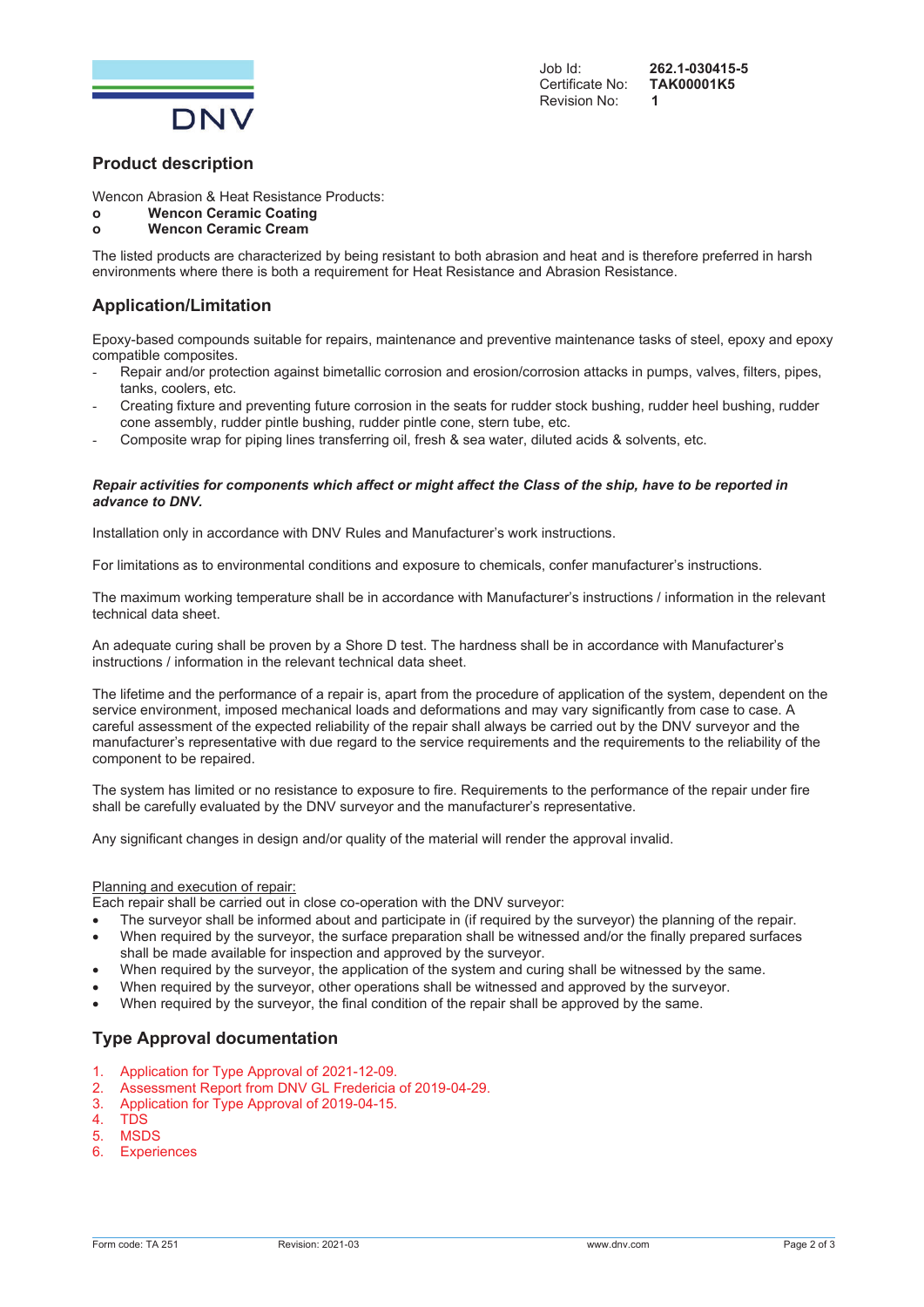Job Id: **262.1-030415-5**
Certificate No: **TAK00001K5**
Revision No: **1**

## Product description

Wencon Abrasion & Heat Resistance Products:

- **Wencon Ceramic Coating**
- **Wencon Ceramic Cream**

The listed products are characterized by being resistant to both abrasion and heat and is therefore preferred in harsh environments where there is both a requirement for Heat Resistance and Abrasion Resistance.

## Application/Limitation

Epoxy-based compounds suitable for repairs, maintenance and preventive maintenance tasks of steel, epoxy and epoxy compatible composites.

- Repair and/or protection against bimetallic corrosion and erosion/corrosion attacks in pumps, valves, filters, pipes, tanks, coolers, etc.
- Creating fixture and preventing future corrosion in the seats for rudder stock bushing, rudder heel bushing, rudder cone assembly, rudder pintle bushing, rudder pintle cone, stern tube, etc.
- Composite wrap for piping lines transferring oil, fresh & sea water, diluted acids & solvents, etc.

***Repair activities for components which affect or might affect the Class of the ship, have to be reported in advance to DNV.***

Installation only in accordance with DNV Rules and Manufacturer's work instructions.

For limitations as to environmental conditions and exposure to chemicals, confer manufacturer's instructions.

The maximum working temperature shall be in accordance with Manufacturer's instructions / information in the relevant technical data sheet.

An adequate curing shall be proven by a Shore D test. The hardness shall be in accordance with Manufacturer's instructions / information in the relevant technical data sheet.

The lifetime and the performance of a repair is, apart from the procedure of application of the system, dependent on the service environment, imposed mechanical loads and deformations and may vary significantly from case to case. A careful assessment of the expected reliability of the repair shall always be carried out by the DNV surveyor and the manufacturer's representative with due regard to the service requirements and the requirements to the reliability of the component to be repaired.

The system has limited or no resistance to exposure to fire. Requirements to the performance of the repair under fire shall be carefully evaluated by the DNV surveyor and the manufacturer's representative.

Any significant changes in design and/or quality of the material will render the approval invalid.

Planning and execution of repair:
Each repair shall be carried out in close co-operation with the DNV surveyor:

- The surveyor shall be informed about and participate in (if required by the surveyor) the planning of the repair.
- When required by the surveyor, the surface preparation shall be witnessed and/or the finally prepared surfaces shall be made available for inspection and approved by the surveyor.
- When required by the surveyor, the application of the system and curing shall be witnessed by the same.
- When required by the surveyor, other operations shall be witnessed and approved by the surveyor.
- When required by the surveyor, the final condition of the repair shall be approved by the same.

## Type Approval documentation

1. Application for Type Approval of 2021-12-09.
2. Assessment Report from DNV GL Fredericia of 2019-04-29.
3. Application for Type Approval of 2019-04-15.
4. TDS
5. MSDS
6. Experiences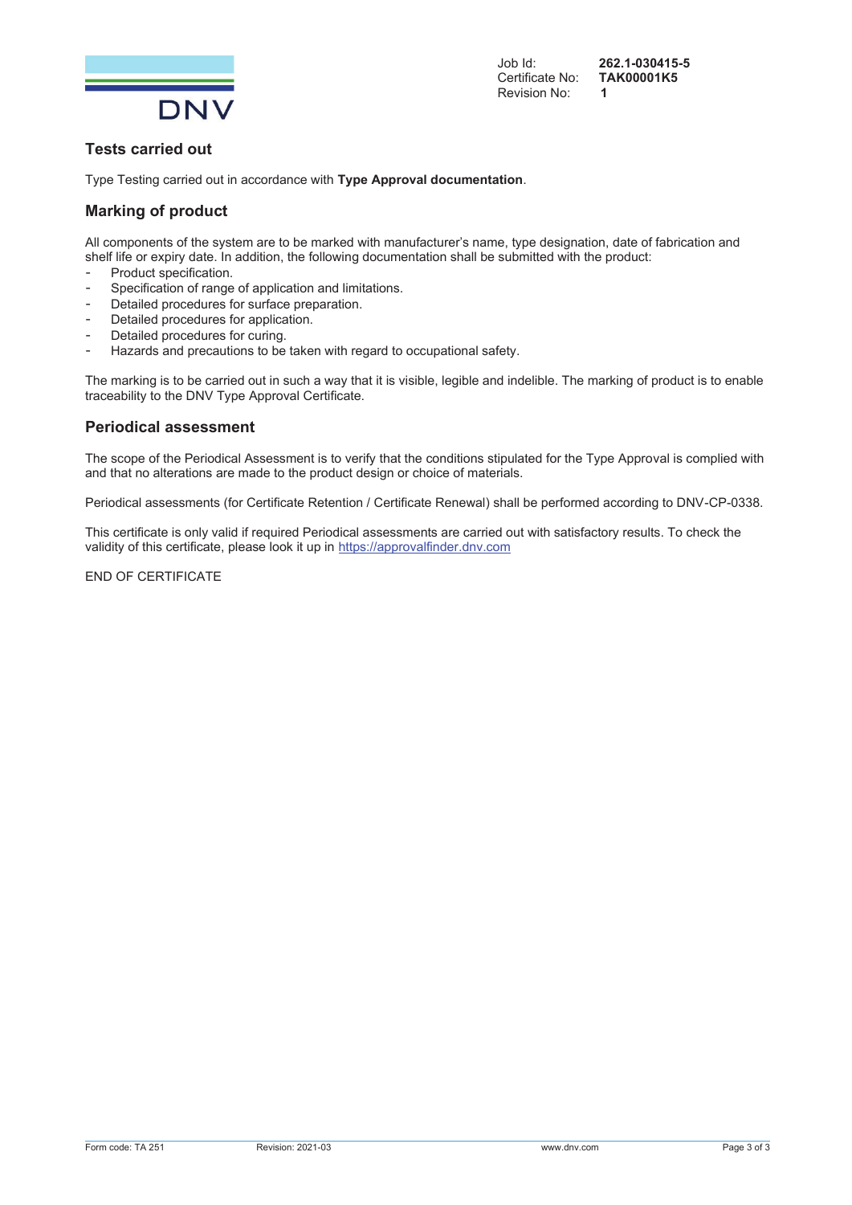Job Id: **262.1-030415-5**
Certificate No: **TAK00001K5**
Revision No: **1**

## Tests carried out

Type Testing carried out in accordance with **Type Approval documentation**.

## Marking of product

All components of the system are to be marked with manufacturer's name, type designation, date of fabrication and shelf life or expiry date. In addition, the following documentation shall be submitted with the product:

- Product specification.
- Specification of range of application and limitations.
- Detailed procedures for surface preparation.
- Detailed procedures for application.
- Detailed procedures for curing.
- Hazards and precautions to be taken with regard to occupational safety.

The marking is to be carried out in such a way that it is visible, legible and indelible. The marking of product is to enable traceability to the DNV Type Approval Certificate.

## Periodical assessment

The scope of the Periodical Assessment is to verify that the conditions stipulated for the Type Approval is complied with and that no alterations are made to the product design or choice of materials.

Periodical assessments (for Certificate Retention / Certificate Renewal) shall be performed according to DNV-CP-0338.

This certificate is only valid if required Periodical assessments are carried out with satisfactory results. To check the validity of this certificate, please look it up in https://approvalfinder.dnv.com

END OF CERTIFICATE